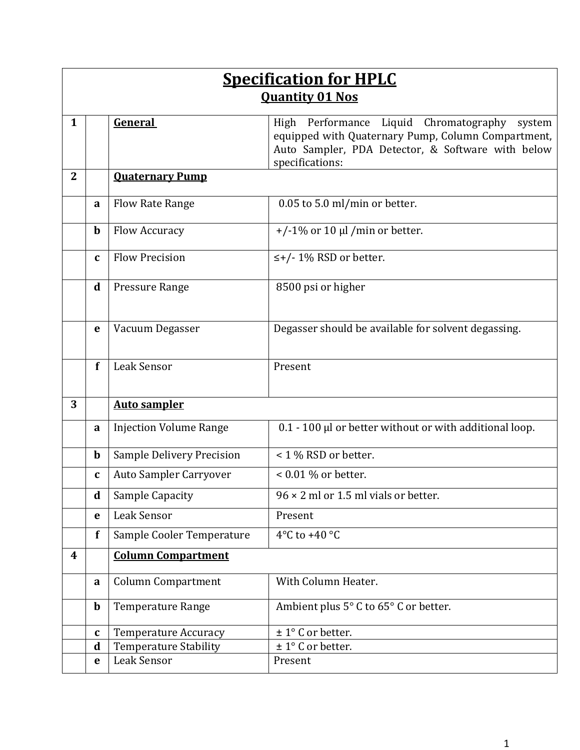# Specification for HPLC

## Quantity 01 Nos

| | | | |
|---|---|---|---|
| **1** | | **General** | High Performance Liquid Chromatography system equipped with Quaternary Pump, Column Compartment, Auto Sampler, PDA Detector, & Software with below specifications: |
| **2** | | **Quaternary Pump** | |
| | **a** | Flow Rate Range | 0.05 to 5.0 ml/min or better. |
| | **b** | Flow Accuracy | +/-1% or 10 µl /min or better. |
| | **c** | Flow Precision | ≤+/- 1% RSD or better. |
| | **d** | Pressure Range | 8500 psi or higher |
| | **e** | Vacuum Degasser | Degasser should be available for solvent degassing. |
| | **f** | Leak Sensor | Present |
| **3** | | **Auto sampler** | |
| | **a** | Injection Volume Range | 0.1 - 100 µl or better without or with additional loop. |
| | **b** | Sample Delivery Precision | < 1 % RSD or better. |
| | **c** | Auto Sampler Carryover | < 0.01 % or better. |
| | **d** | Sample Capacity | 96 × 2 ml or 1.5 ml vials or better. |
| | **e** | Leak Sensor | Present |
| | **f** | Sample Cooler Temperature | 4°C to +40 °C |
| **4** | | **Column Compartment** | |
| | **a** | Column Compartment | With Column Heater. |
| | **b** | Temperature Range | Ambient plus 5° C to 65° C or better. |
| | **c** | Temperature Accuracy | ± 1° C or better. |
| | **d** | Temperature Stability | ± 1° C or better. |
| | **e** | Leak Sensor | Present |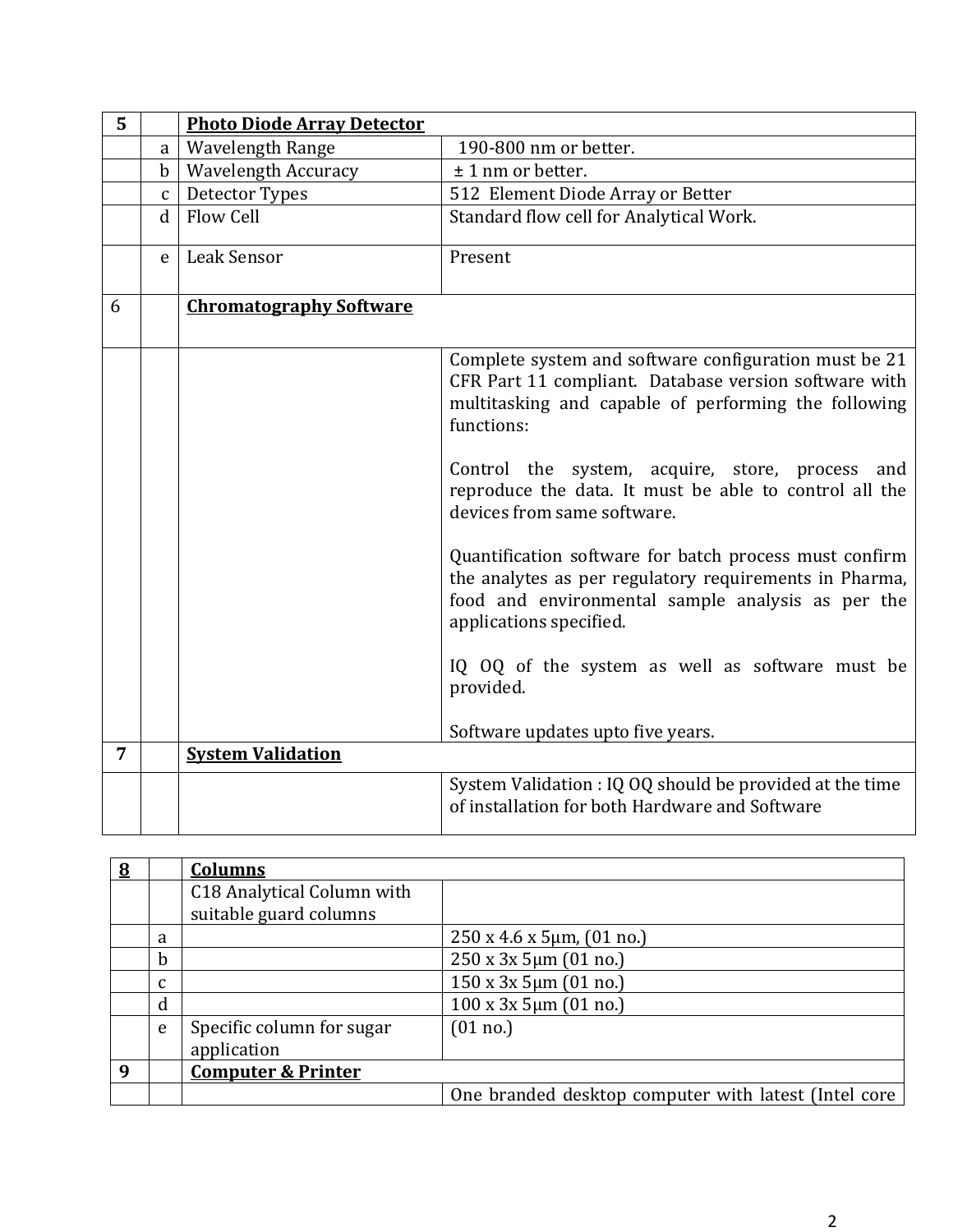| | | | |
|---|---|---|---|
| **5** | | **Photo Diode Array Detector** | |
| | a | Wavelength Range | 190-800 nm or better. |
| | b | Wavelength Accuracy | ± 1 nm or better. |
| | c | Detector Types | 512 Element Diode Array or Better |
| | d | Flow Cell | Standard flow cell for Analytical Work. |
| | e | Leak Sensor | Present |
| 6 | | **Chromatography Software** | |
| | | | Complete system and software configuration must be 21 CFR Part 11 compliant. Database version software with multitasking and capable of performing the following functions:<br><br>Control the system, acquire, store, process and reproduce the data. It must be able to control all the devices from same software.<br><br>Quantification software for batch process must confirm the analytes as per regulatory requirements in Pharma, food and environmental sample analysis as per the applications specified.<br><br>IQ OQ of the system as well as software must be provided.<br><br>Software updates upto five years. |
| **7** | | **System Validation** | |
| | | | System Validation : IQ OQ should be provided at the time of installation for both Hardware and Software |

| | | | |
|---|---|---|---|
| **8** | | **Columns** | |
| | | C18 Analytical Column with suitable guard columns | |
| | a | | 250 x 4.6 x 5µm, (01 no.) |
| | b | | 250 x 3x 5µm (01 no.) |
| | c | | 150 x 3x 5µm (01 no.) |
| | d | | 100 x 3x 5µm (01 no.) |
| | e | Specific column for sugar application | (01 no.) |
| **9** | | **Computer & Printer** | |
| | | | One branded desktop computer with latest (Intel core |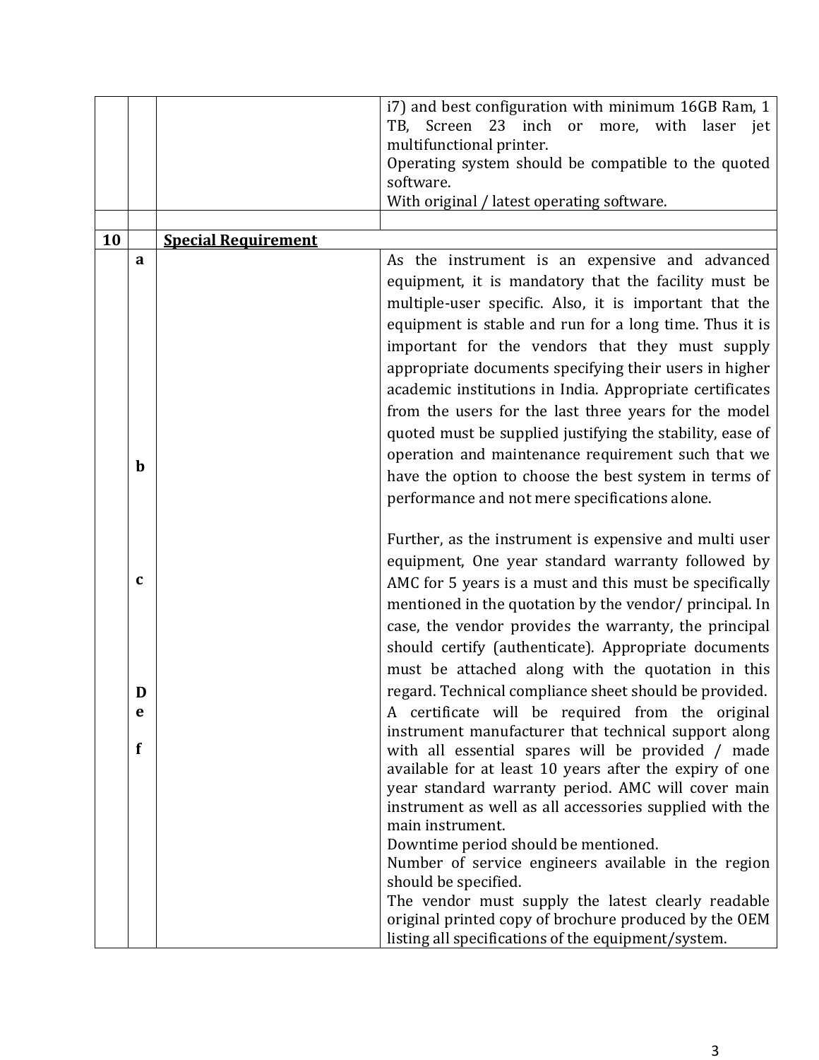| | | | |
|---|---|---|---|
| | | | i7) and best configuration with minimum 16GB Ram, 1 TB, Screen 23 inch or more, with laser jet multifunctional printer.<br>Operating system should be compatible to the quoted software.<br>With original / latest operating software. |
| | | | |
| **10** | | **<u>Special Requirement</u>** | |
| | **a**<br><br><br><br><br><br><br><br><br>**b**<br><br><br><br><br>**c**<br><br><br><br><br>**D**<br>**e**<br><br>**f** | | As the instrument is an expensive and advanced equipment, it is mandatory that the facility must be multiple-user specific. Also, it is important that the equipment is stable and run for a long time. Thus it is important for the vendors that they must supply appropriate documents specifying their users in higher academic institutions in India. Appropriate certificates from the users for the last three years for the model quoted must be supplied justifying the stability, ease of operation and maintenance requirement such that we have the option to choose the best system in terms of performance and not mere specifications alone.<br><br>Further, as the instrument is expensive and multi user equipment, One year standard warranty followed by AMC for 5 years is a must and this must be specifically mentioned in the quotation by the vendor/ principal. In case, the vendor provides the warranty, the principal should certify (authenticate). Appropriate documents must be attached along with the quotation in this regard. Technical compliance sheet should be provided.<br>A certificate will be required from the original instrument manufacturer that technical support along with all essential spares will be provided / made available for at least 10 years after the expiry of one year standard warranty period. AMC will cover main instrument as well as all accessories supplied with the main instrument.<br>Downtime period should be mentioned.<br>Number of service engineers available in the region should be specified.<br>The vendor must supply the latest clearly readable original printed copy of brochure produced by the OEM listing all specifications of the equipment/system. |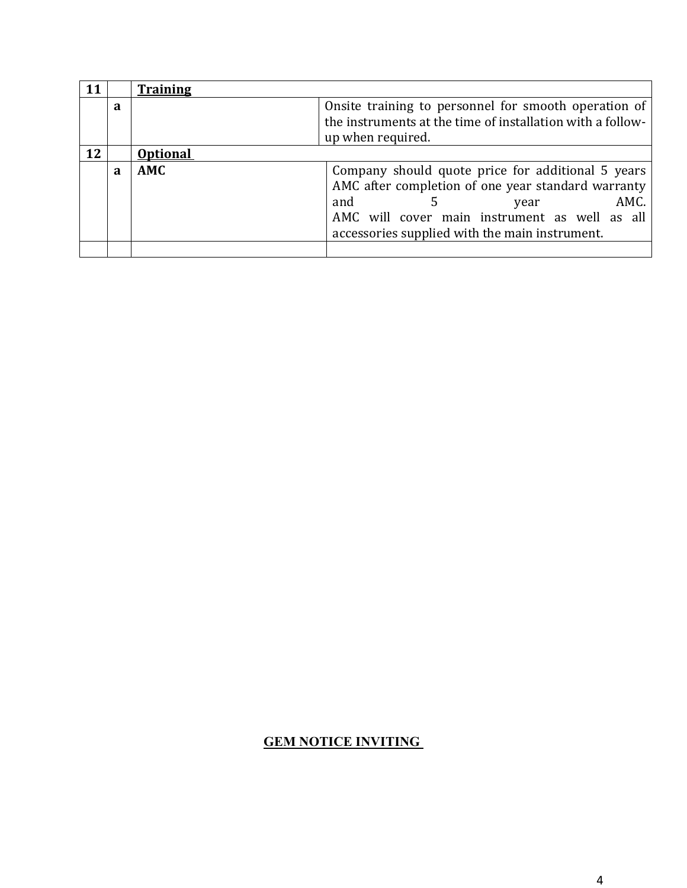| | | | |
|---|---|---|---|
| 11 | | **Training** | |
| | a | | Onsite training to personnel for smooth operation of the instruments at the time of installation with a follow-up when required. |
| 12 | | **Optional** | |
| | a | **AMC** | Company should quote price for additional 5 years AMC after completion of one year standard warranty and 5 year AMC. AMC will cover main instrument as well as all accessories supplied with the main instrument. |
| | | | |

**GEM NOTICE INVITING**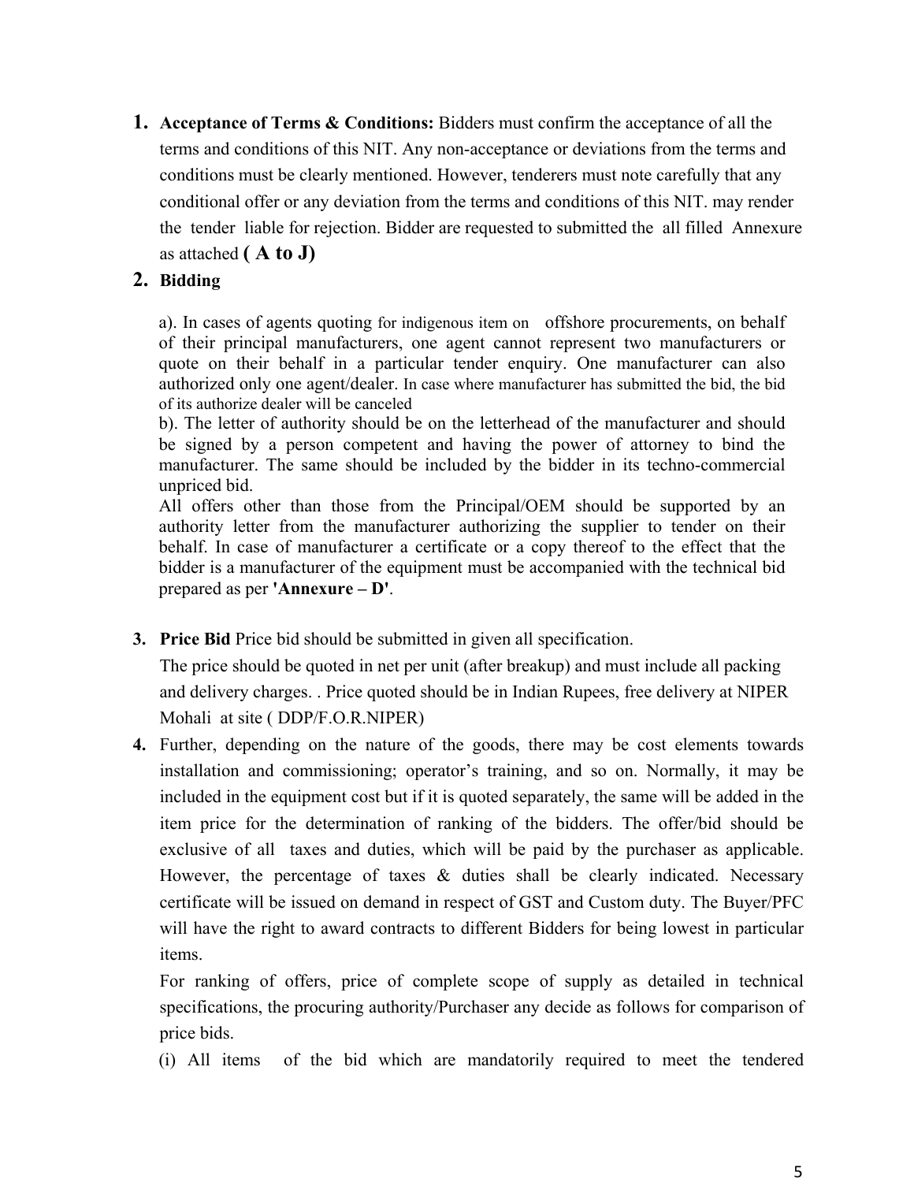1. **Acceptance of Terms & Conditions:** Bidders must confirm the acceptance of all the terms and conditions of this NIT. Any non-acceptance or deviations from the terms and conditions must be clearly mentioned. However, tenderers must note carefully that any conditional offer or any deviation from the terms and conditions of this NIT. may render the tender liable for rejection. Bidder are requested to submitted the all filled Annexure as attached **( A to J)**

2. **Bidding**

   a). In cases of agents quoting for indigenous item on offshore procurements, on behalf of their principal manufacturers, one agent cannot represent two manufacturers or quote on their behalf in a particular tender enquiry. One manufacturer can also authorized only one agent/dealer. In case where manufacturer has submitted the bid, the bid of its authorize dealer will be canceled

   b). The letter of authority should be on the letterhead of the manufacturer and should be signed by a person competent and having the power of attorney to bind the manufacturer. The same should be included by the bidder in its techno-commercial unpriced bid.

   All offers other than those from the Principal/OEM should be supported by an authority letter from the manufacturer authorizing the supplier to tender on their behalf. In case of manufacturer a certificate or a copy thereof to the effect that the bidder is a manufacturer of the equipment must be accompanied with the technical bid prepared as per **'Annexure – D'**.

3. **Price Bid** Price bid should be submitted in given all specification.

   The price should be quoted in net per unit (after breakup) and must include all packing and delivery charges. . Price quoted should be in Indian Rupees, free delivery at NIPER Mohali at site ( DDP/F.O.R.NIPER)

4. Further, depending on the nature of the goods, there may be cost elements towards installation and commissioning; operator's training, and so on. Normally, it may be included in the equipment cost but if it is quoted separately, the same will be added in the item price for the determination of ranking of the bidders. The offer/bid should be exclusive of all taxes and duties, which will be paid by the purchaser as applicable. However, the percentage of taxes & duties shall be clearly indicated. Necessary certificate will be issued on demand in respect of GST and Custom duty. The Buyer/PFC will have the right to award contracts to different Bidders for being lowest in particular items.

   For ranking of offers, price of complete scope of supply as detailed in technical specifications, the procuring authority/Purchaser any decide as follows for comparison of price bids.

   (i) All items of the bid which are mandatorily required to meet the tendered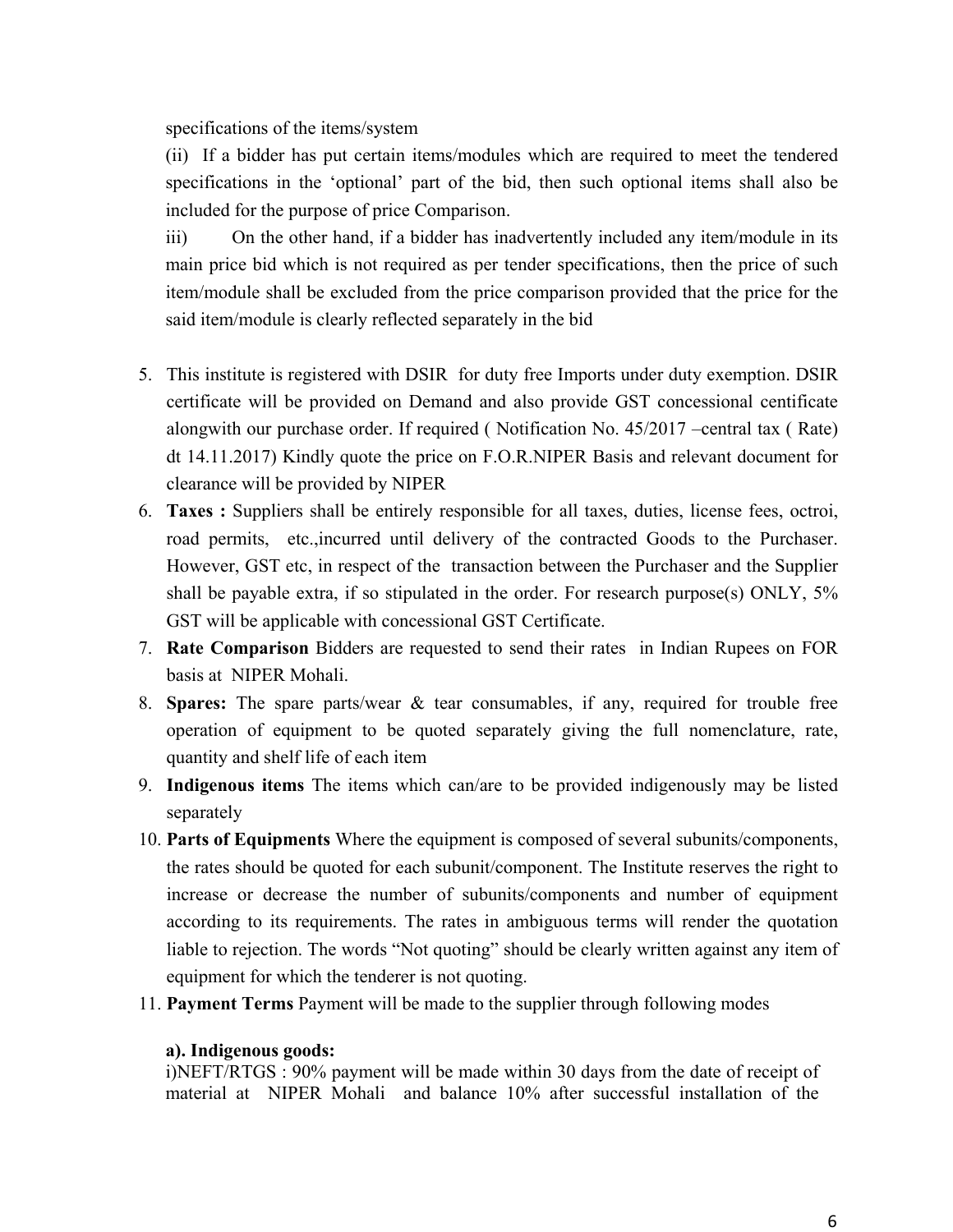specifications of the items/system

(ii) If a bidder has put certain items/modules which are required to meet the tendered specifications in the 'optional' part of the bid, then such optional items shall also be included for the purpose of price Comparison.

iii) On the other hand, if a bidder has inadvertently included any item/module in its main price bid which is not required as per tender specifications, then the price of such item/module shall be excluded from the price comparison provided that the price for the said item/module is clearly reflected separately in the bid

5. This institute is registered with DSIR for duty free Imports under duty exemption. DSIR certificate will be provided on Demand and also provide GST concessional centificate alongwith our purchase order. If required ( Notification No. 45/2017 –central tax ( Rate) dt 14.11.2017) Kindly quote the price on F.O.R.NIPER Basis and relevant document for clearance will be provided by NIPER
6. **Taxes :** Suppliers shall be entirely responsible for all taxes, duties, license fees, octroi, road permits, etc.,incurred until delivery of the contracted Goods to the Purchaser. However, GST etc, in respect of the transaction between the Purchaser and the Supplier shall be payable extra, if so stipulated in the order. For research purpose(s) ONLY, 5% GST will be applicable with concessional GST Certificate.
7. **Rate Comparison** Bidders are requested to send their rates in Indian Rupees on FOR basis at NIPER Mohali.
8. **Spares:** The spare parts/wear & tear consumables, if any, required for trouble free operation of equipment to be quoted separately giving the full nomenclature, rate, quantity and shelf life of each item
9. **Indigenous items** The items which can/are to be provided indigenously may be listed separately
10. **Parts of Equipments** Where the equipment is composed of several subunits/components, the rates should be quoted for each subunit/component. The Institute reserves the right to increase or decrease the number of subunits/components and number of equipment according to its requirements. The rates in ambiguous terms will render the quotation liable to rejection. The words "Not quoting" should be clearly written against any item of equipment for which the tenderer is not quoting.
11. **Payment Terms** Payment will be made to the supplier through following modes

**a). Indigenous goods:**

i)NEFT/RTGS : 90% payment will be made within 30 days from the date of receipt of material at NIPER Mohali and balance 10% after successful installation of the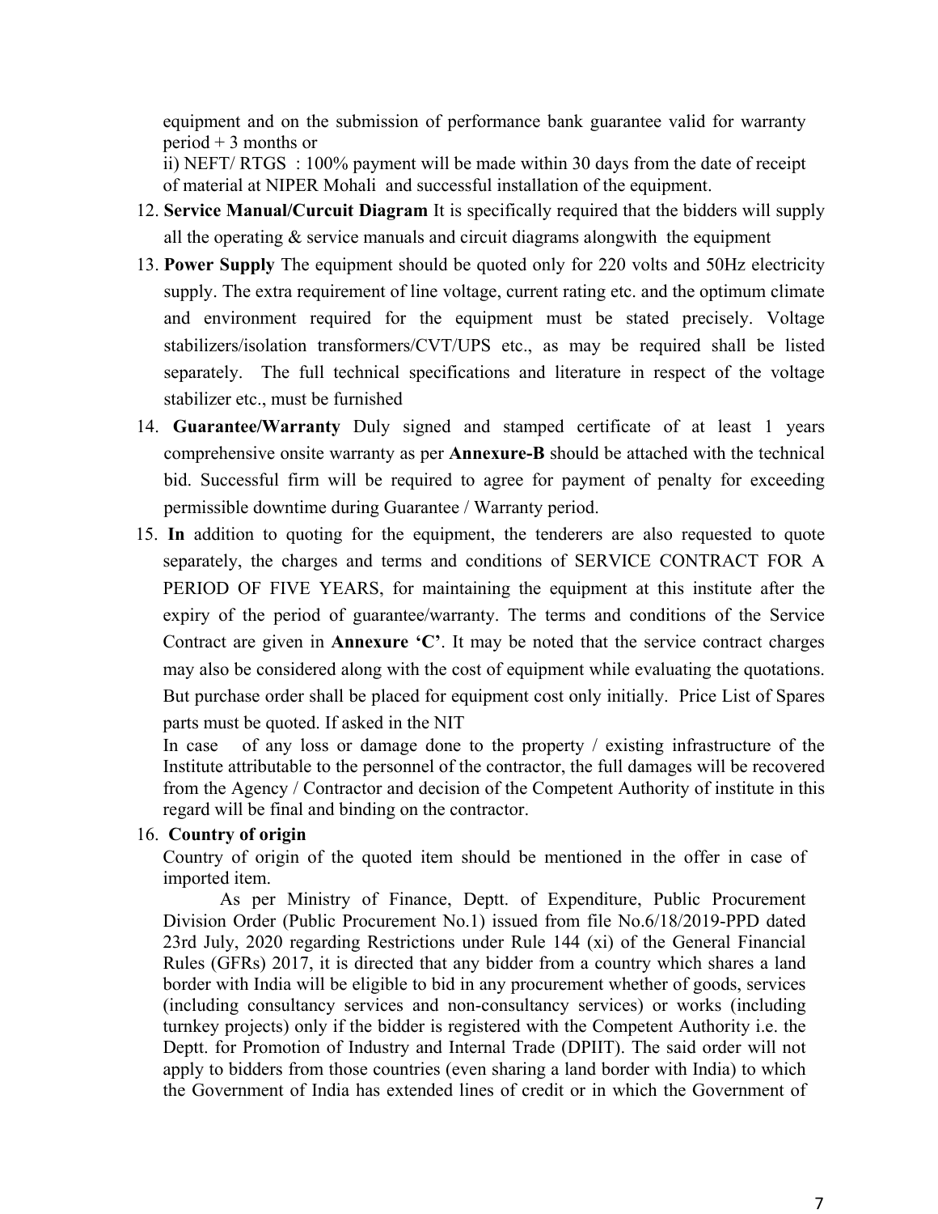equipment and on the submission of performance bank guarantee valid for warranty period + 3 months or

ii) NEFT/ RTGS : 100% payment will be made within 30 days from the date of receipt of material at NIPER Mohali and successful installation of the equipment.

12. **Service Manual/Curcuit Diagram** It is specifically required that the bidders will supply all the operating & service manuals and circuit diagrams alongwith the equipment

13. **Power Supply** The equipment should be quoted only for 220 volts and 50Hz electricity supply. The extra requirement of line voltage, current rating etc. and the optimum climate and environment required for the equipment must be stated precisely. Voltage stabilizers/isolation transformers/CVT/UPS etc., as may be required shall be listed separately. The full technical specifications and literature in respect of the voltage stabilizer etc., must be furnished

14. **Guarantee/Warranty** Duly signed and stamped certificate of at least 1 years comprehensive onsite warranty as per **Annexure-B** should be attached with the technical bid. Successful firm will be required to agree for payment of penalty for exceeding permissible downtime during Guarantee / Warranty period.

15. **In** addition to quoting for the equipment, the tenderers are also requested to quote separately, the charges and terms and conditions of SERVICE CONTRACT FOR A PERIOD OF FIVE YEARS, for maintaining the equipment at this institute after the expiry of the period of guarantee/warranty. The terms and conditions of the Service Contract are given in **Annexure 'C'**. It may be noted that the service contract charges may also be considered along with the cost of equipment while evaluating the quotations. But purchase order shall be placed for equipment cost only initially. Price List of Spares parts must be quoted. If asked in the NIT

    In case of any loss or damage done to the property / existing infrastructure of the Institute attributable to the personnel of the contractor, the full damages will be recovered from the Agency / Contractor and decision of the Competent Authority of institute in this regard will be final and binding on the contractor.

16. **Country of origin**

    Country of origin of the quoted item should be mentioned in the offer in case of imported item.

    As per Ministry of Finance, Deptt. of Expenditure, Public Procurement Division Order (Public Procurement No.1) issued from file No.6/18/2019-PPD dated 23rd July, 2020 regarding Restrictions under Rule 144 (xi) of the General Financial Rules (GFRs) 2017, it is directed that any bidder from a country which shares a land border with India will be eligible to bid in any procurement whether of goods, services (including consultancy services and non-consultancy services) or works (including turnkey projects) only if the bidder is registered with the Competent Authority i.e. the Deptt. for Promotion of Industry and Internal Trade (DPIIT). The said order will not apply to bidders from those countries (even sharing a land border with India) to which the Government of India has extended lines of credit or in which the Government of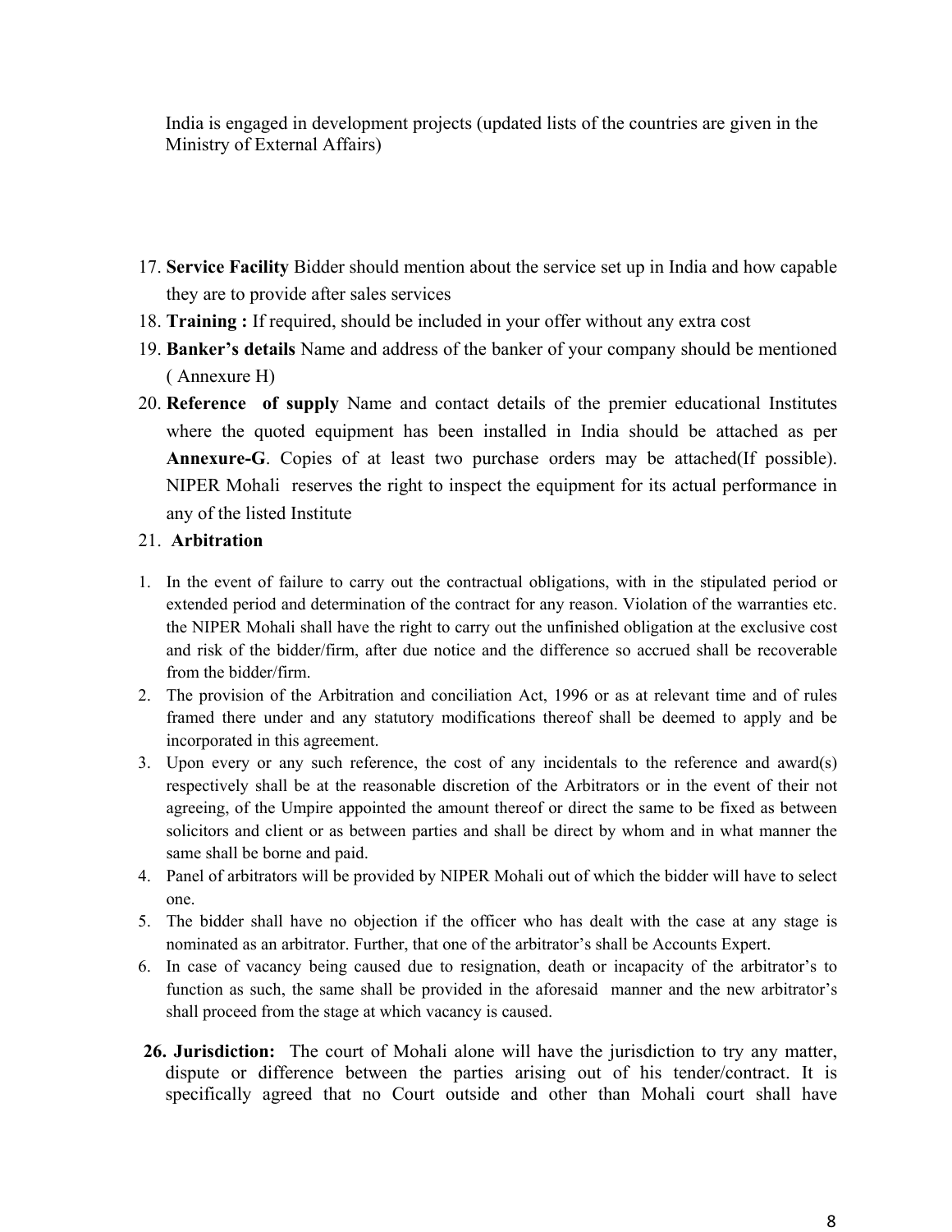India is engaged in development projects (updated lists of the countries are given in the Ministry of External Affairs)

17. **Service Facility** Bidder should mention about the service set up in India and how capable they are to provide after sales services
18. **Training :** If required, should be included in your offer without any extra cost
19. **Banker's details** Name and address of the banker of your company should be mentioned ( Annexure H)
20. **Reference of supply** Name and contact details of the premier educational Institutes where the quoted equipment has been installed in India should be attached as per **Annexure-G**. Copies of at least two purchase orders may be attached(If possible). NIPER Mohali reserves the right to inspect the equipment for its actual performance in any of the listed Institute
21. **Arbitration**

1. In the event of failure to carry out the contractual obligations, with in the stipulated period or extended period and determination of the contract for any reason. Violation of the warranties etc. the NIPER Mohali shall have the right to carry out the unfinished obligation at the exclusive cost and risk of the bidder/firm, after due notice and the difference so accrued shall be recoverable from the bidder/firm.
2. The provision of the Arbitration and conciliation Act, 1996 or as at relevant time and of rules framed there under and any statutory modifications thereof shall be deemed to apply and be incorporated in this agreement.
3. Upon every or any such reference, the cost of any incidentals to the reference and award(s) respectively shall be at the reasonable discretion of the Arbitrators or in the event of their not agreeing, of the Umpire appointed the amount thereof or direct the same to be fixed as between solicitors and client or as between parties and shall be direct by whom and in what manner the same shall be borne and paid.
4. Panel of arbitrators will be provided by NIPER Mohali out of which the bidder will have to select one.
5. The bidder shall have no objection if the officer who has dealt with the case at any stage is nominated as an arbitrator. Further, that one of the arbitrator's shall be Accounts Expert.
6. In case of vacancy being caused due to resignation, death or incapacity of the arbitrator's to function as such, the same shall be provided in the aforesaid manner and the new arbitrator's shall proceed from the stage at which vacancy is caused.

**26. Jurisdiction:** The court of Mohali alone will have the jurisdiction to try any matter, dispute or difference between the parties arising out of his tender/contract. It is specifically agreed that no Court outside and other than Mohali court shall have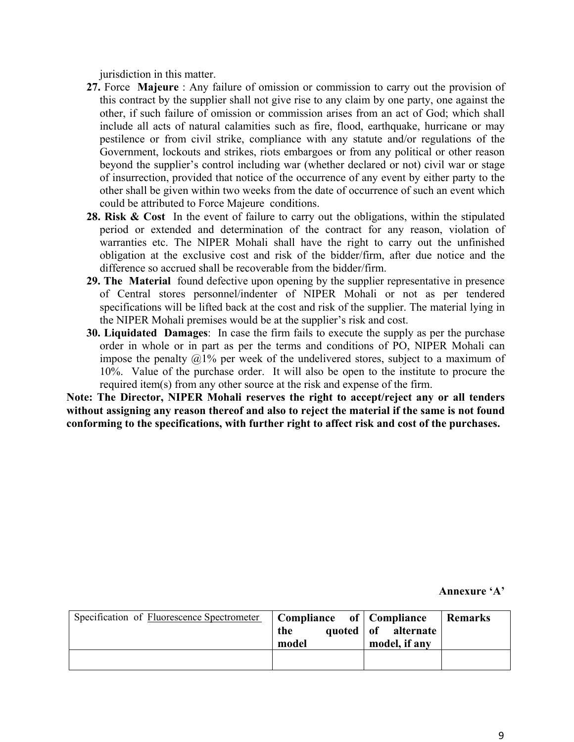jurisdiction in this matter.

27. Force **Majeure** : Any failure of omission or commission to carry out the provision of this contract by the supplier shall not give rise to any claim by one party, one against the other, if such failure of omission or commission arises from an act of God; which shall include all acts of natural calamities such as fire, flood, earthquake, hurricane or may pestilence or from civil strike, compliance with any statute and/or regulations of the Government, lockouts and strikes, riots embargoes or from any political or other reason beyond the supplier's control including war (whether declared or not) civil war or stage of insurrection, provided that notice of the occurrence of any event by either party to the other shall be given within two weeks from the date of occurrence of such an event which could be attributed to Force Majeure conditions.
28. **Risk & Cost** In the event of failure to carry out the obligations, within the stipulated period or extended and determination of the contract for any reason, violation of warranties etc. The NIPER Mohali shall have the right to carry out the unfinished obligation at the exclusive cost and risk of the bidder/firm, after due notice and the difference so accrued shall be recoverable from the bidder/firm.
29. **The Material** found defective upon opening by the supplier representative in presence of Central stores personnel/indenter of NIPER Mohali or not as per tendered specifications will be lifted back at the cost and risk of the supplier. The material lying in the NIPER Mohali premises would be at the supplier's risk and cost.
30. **Liquidated Damages**: In case the firm fails to execute the supply as per the purchase order in whole or in part as per the terms and conditions of PO, NIPER Mohali can impose the penalty @1% per week of the undelivered stores, subject to a maximum of 10%. Value of the purchase order. It will also be open to the institute to procure the required item(s) from any other source at the risk and expense of the firm.

**Note: The Director, NIPER Mohali reserves the right to accept/reject any or all tenders without assigning any reason thereof and also to reject the material if the same is not found conforming to the specifications, with further right to affect risk and cost of the purchases.**

**Annexure 'A'**

| Specification of Fluorescence Spectrometer | **Compliance of the quoted model** | **Compliance of alternate model, if any** | **Remarks** |
|---|---|---|---|
| | | | |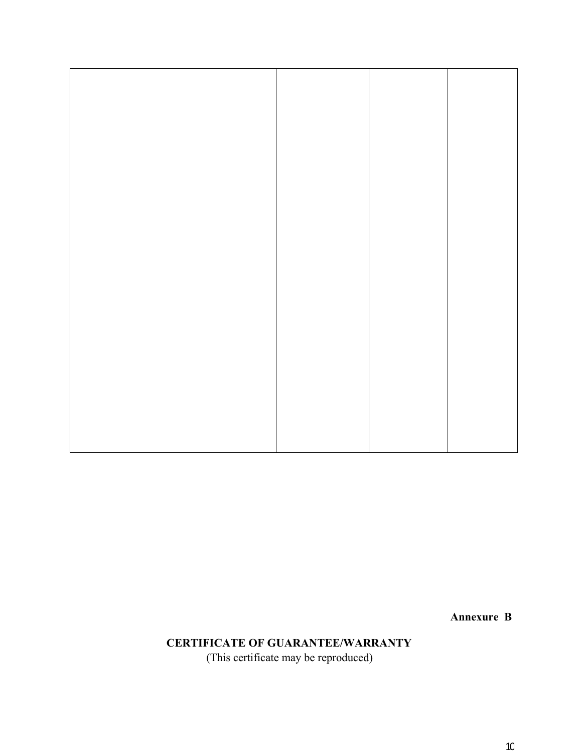| | | | |
|---|---|---|---|
| | | | |

**Annexure B**

**CERTIFICATE OF GUARANTEE/WARRANTY**

(This certificate may be reproduced)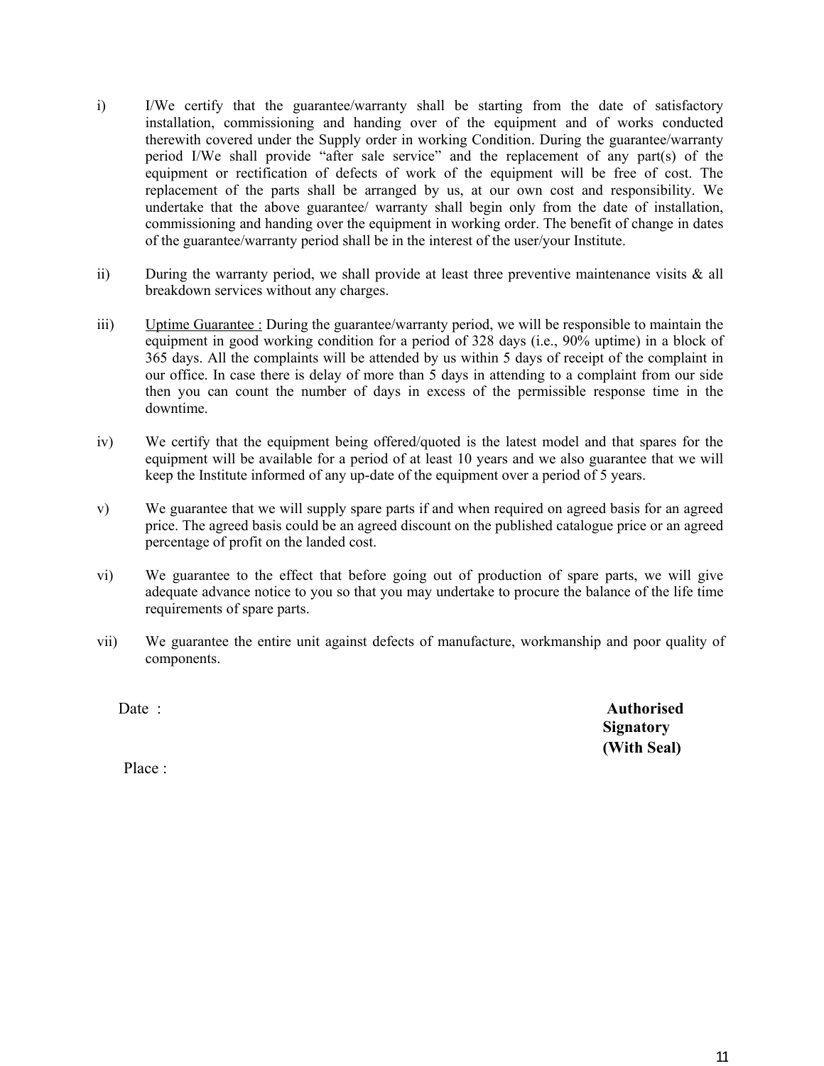i) I/We certify that the guarantee/warranty shall be starting from the date of satisfactory installation, commissioning and handing over of the equipment and of works conducted therewith covered under the Supply order in working Condition. During the guarantee/warranty period I/We shall provide "after sale service" and the replacement of any part(s) of the equipment or rectification of defects of work of the equipment will be free of cost. The replacement of the parts shall be arranged by us, at our own cost and responsibility. We undertake that the above guarantee/ warranty shall begin only from the date of installation, commissioning and handing over the equipment in working order. The benefit of change in dates of the guarantee/warranty period shall be in the interest of the user/your Institute.

ii) During the warranty period, we shall provide at least three preventive maintenance visits & all breakdown services without any charges.

iii) Uptime Guarantee : During the guarantee/warranty period, we will be responsible to maintain the equipment in good working condition for a period of 328 days (i.e., 90% uptime) in a block of 365 days. All the complaints will be attended by us within 5 days of receipt of the complaint in our office. In case there is delay of more than 5 days in attending to a complaint from our side then you can count the number of days in excess of the permissible response time in the downtime.

iv) We certify that the equipment being offered/quoted is the latest model and that spares for the equipment will be available for a period of at least 10 years and we also guarantee that we will keep the Institute informed of any up-date of the equipment over a period of 5 years.

v) We guarantee that we will supply spare parts if and when required on agreed basis for an agreed price. The agreed basis could be an agreed discount on the published catalogue price or an agreed percentage of profit on the landed cost.

vi) We guarantee to the effect that before going out of production of spare parts, we will give adequate advance notice to you so that you may undertake to procure the balance of the life time requirements of spare parts.

vii) We guarantee the entire unit against defects of manufacture, workmanship and poor quality of components.

Date :

**Authorised Signatory (With Seal)**

Place :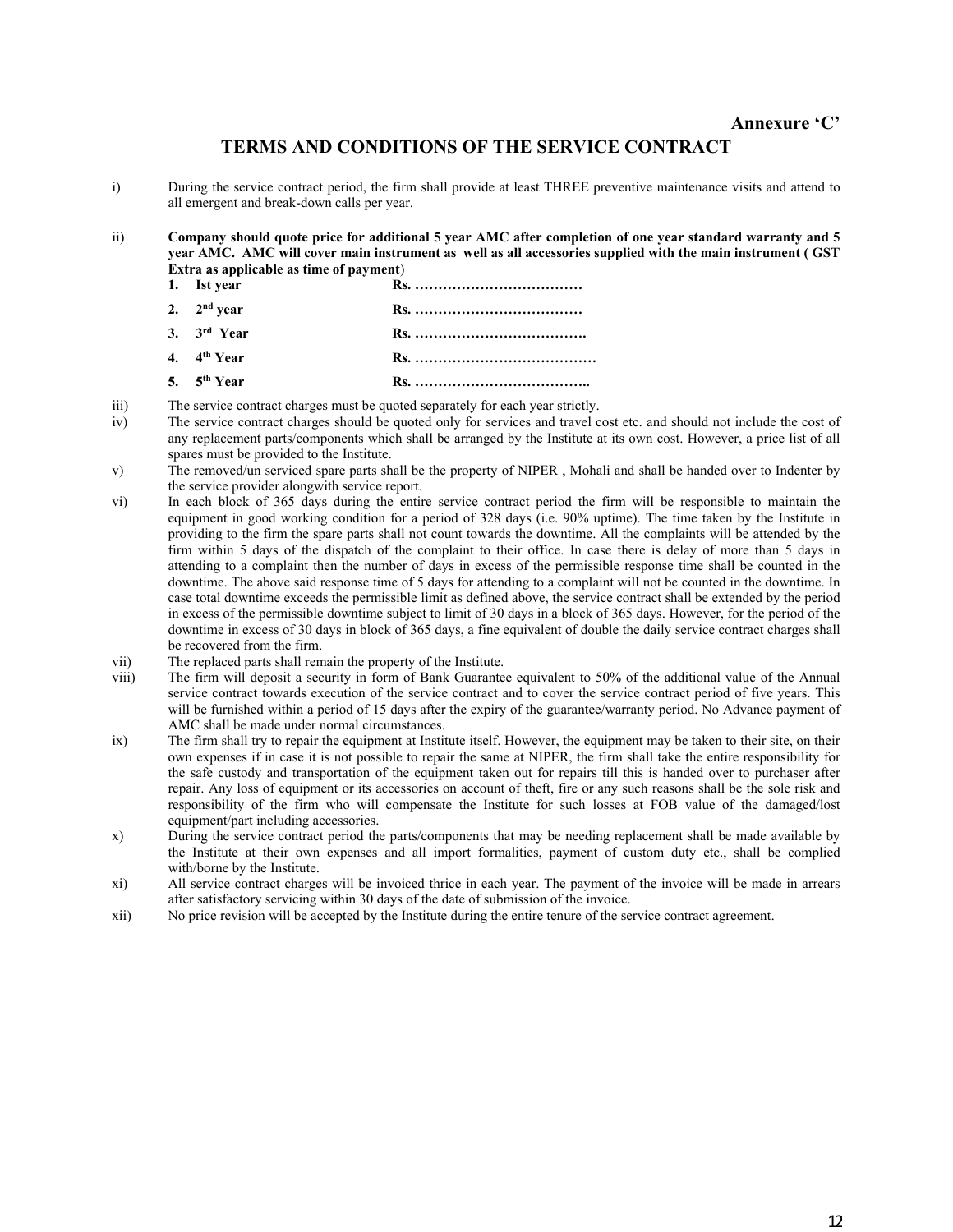**Annexure 'C'**

## TERMS AND CONDITIONS OF THE SERVICE CONTRACT

i) During the service contract period, the firm shall provide at least THREE preventive maintenance visits and attend to all emergent and break-down calls per year.

ii) **Company should quote price for additional 5 year AMC after completion of one year standard warranty and 5 year AMC. AMC will cover main instrument as well as all accessories supplied with the main instrument ( GST Extra as applicable as time of payment)**

   1. **Ist year** **Rs. ………………………………**
   2. **2nd year** **Rs. ………………………………**
   3. **3rd Year** **Rs. ……………………………….**
   4. **4th Year** **Rs. …………………………………**
   5. **5th Year** **Rs. ………………………………..**

iii) The service contract charges must be quoted separately for each year strictly.

iv) The service contract charges should be quoted only for services and travel cost etc. and should not include the cost of any replacement parts/components which shall be arranged by the Institute at its own cost. However, a price list of all spares must be provided to the Institute.

v) The removed/un serviced spare parts shall be the property of NIPER , Mohali and shall be handed over to Indenter by the service provider alongwith service report.

vi) In each block of 365 days during the entire service contract period the firm will be responsible to maintain the equipment in good working condition for a period of 328 days (i.e. 90% uptime). The time taken by the Institute in providing to the firm the spare parts shall not count towards the downtime. All the complaints will be attended by the firm within 5 days of the dispatch of the complaint to their office. In case there is delay of more than 5 days in attending to a complaint then the number of days in excess of the permissible response time shall be counted in the downtime. The above said response time of 5 days for attending to a complaint will not be counted in the downtime. In case total downtime exceeds the permissible limit as defined above, the service contract shall be extended by the period in excess of the permissible downtime subject to limit of 30 days in a block of 365 days. However, for the period of the downtime in excess of 30 days in block of 365 days, a fine equivalent of double the daily service contract charges shall be recovered from the firm.

vii) The replaced parts shall remain the property of the Institute.

viii) The firm will deposit a security in form of Bank Guarantee equivalent to 50% of the additional value of the Annual service contract towards execution of the service contract and to cover the service contract period of five years. This will be furnished within a period of 15 days after the expiry of the guarantee/warranty period. No Advance payment of AMC shall be made under normal circumstances.

ix) The firm shall try to repair the equipment at Institute itself. However, the equipment may be taken to their site, on their own expenses if in case it is not possible to repair the same at NIPER, the firm shall take the entire responsibility for the safe custody and transportation of the equipment taken out for repairs till this is handed over to purchaser after repair. Any loss of equipment or its accessories on account of theft, fire or any such reasons shall be the sole risk and responsibility of the firm who will compensate the Institute for such losses at FOB value of the damaged/lost equipment/part including accessories.

x) During the service contract period the parts/components that may be needing replacement shall be made available by the Institute at their own expenses and all import formalities, payment of custom duty etc., shall be complied with/borne by the Institute.

xi) All service contract charges will be invoiced thrice in each year. The payment of the invoice will be made in arrears after satisfactory servicing within 30 days of the date of submission of the invoice.

xii) No price revision will be accepted by the Institute during the entire tenure of the service contract agreement.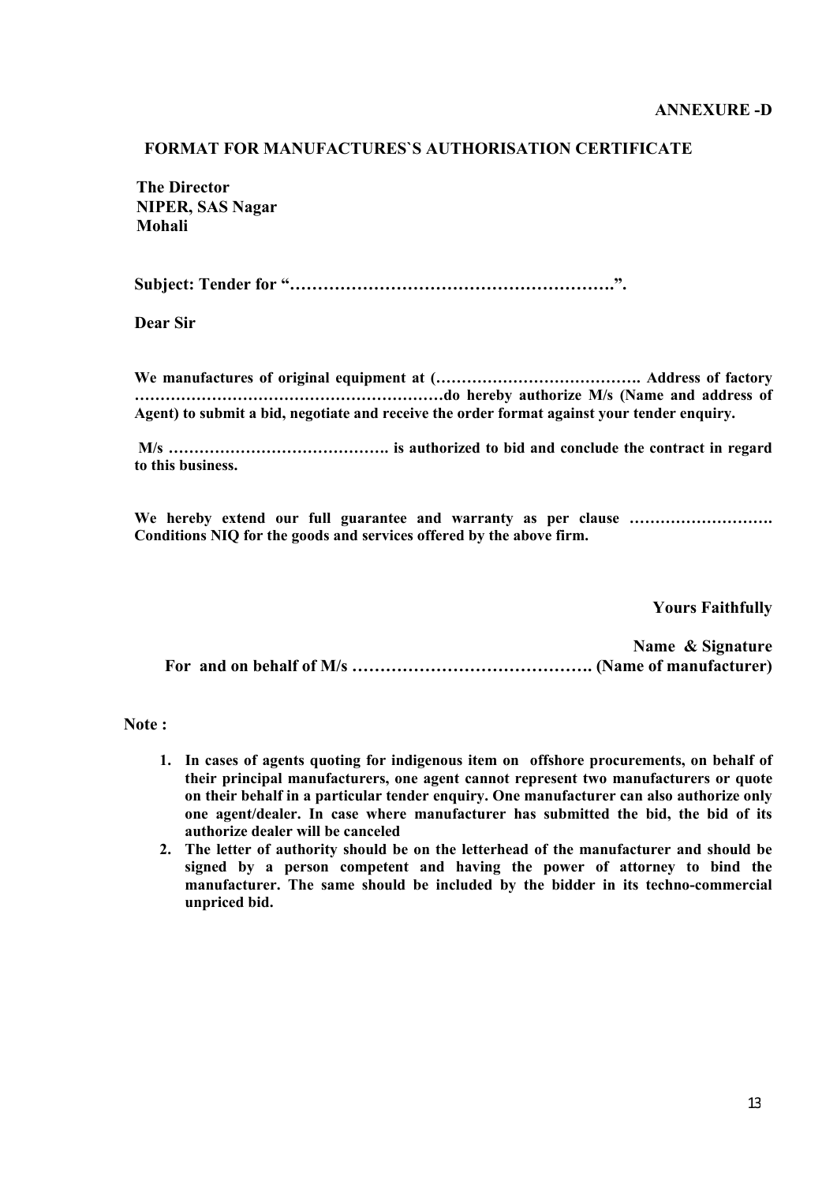**ANNEXURE -D**

## FORMAT FOR MANUFACTURES`S AUTHORISATION CERTIFICATE

**The Director**
**NIPER, SAS Nagar**
**Mohali**

**Subject: Tender for "…………………………………………………".**

**Dear Sir**

**We manufactures of original equipment at (…………………………………. Address of factory ……………………………………………………do hereby authorize M/s (Name and address of Agent) to submit a bid, negotiate and receive the order format against your tender enquiry.**

**M/s ……………………………………. is authorized to bid and conclude the contract in regard to this business.**

**We hereby extend our full guarantee and warranty as per clause ………………………. Conditions NIQ for the goods and services offered by the above firm.**

**Yours Faithfully**

**Name & Signature**
**For and on behalf of M/s ……………………………………. (Name of manufacturer)**

**Note :**

1. **In cases of agents quoting for indigenous item on offshore procurements, on behalf of their principal manufacturers, one agent cannot represent two manufacturers or quote on their behalf in a particular tender enquiry. One manufacturer can also authorize only one agent/dealer. In case where manufacturer has submitted the bid, the bid of its authorize dealer will be canceled**
2. **The letter of authority should be on the letterhead of the manufacturer and should be signed by a person competent and having the power of attorney to bind the manufacturer. The same should be included by the bidder in its techno-commercial unpriced bid.**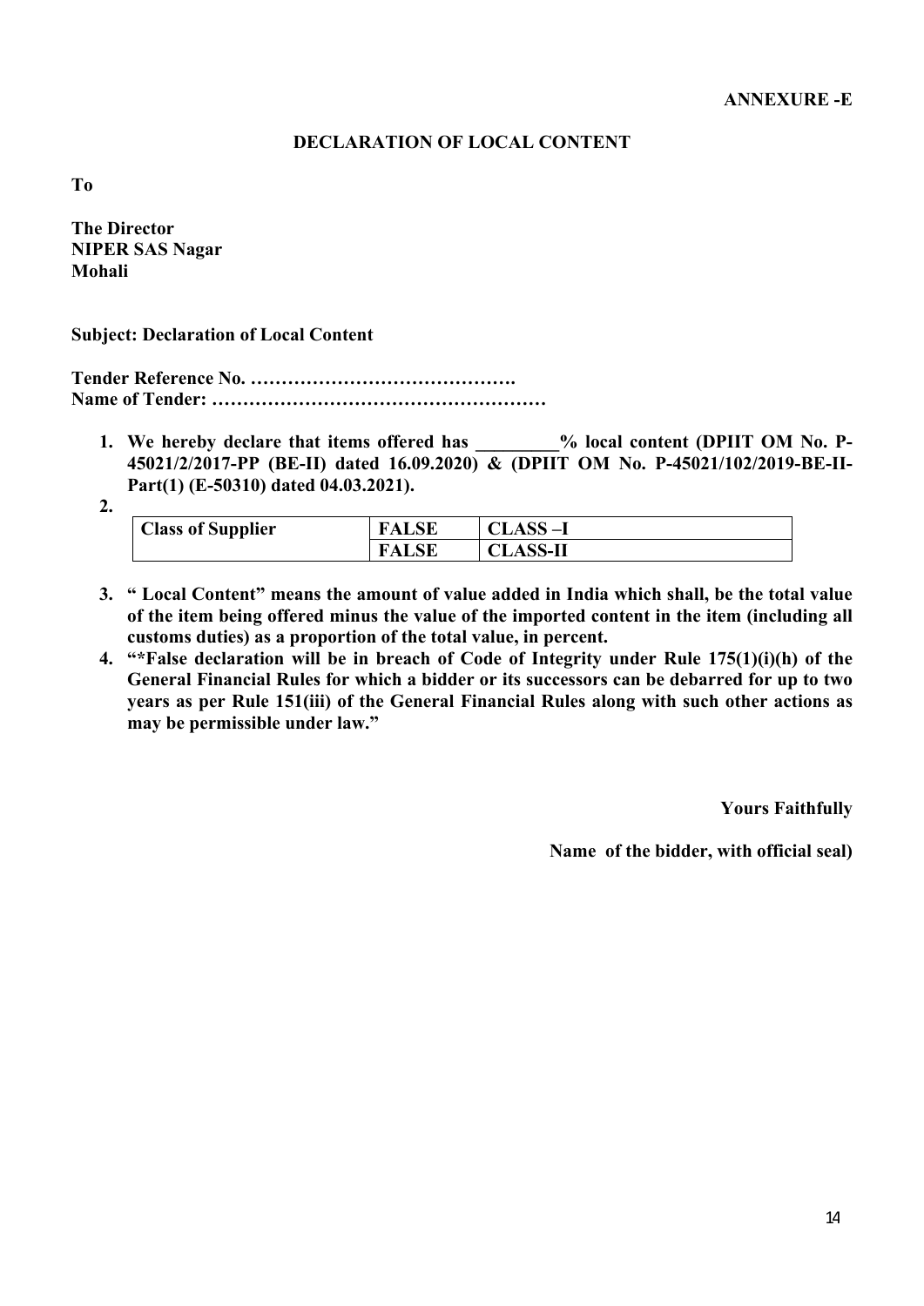**ANNEXURE -E**

## DECLARATION OF LOCAL CONTENT

**To**

**The Director**
**NIPER SAS Nagar**
**Mohali**

**Subject: Declaration of Local Content**

**Tender Reference No. …………………………………….**
**Name of Tender: ………………………………………………**

1. **We hereby declare that items offered has _________% local content (DPIIT OM No. P-45021/2/2017-PP (BE-II) dated 16.09.2020) & (DPIIT OM No. P-45021/102/2019-BE-II-Part(1) (E-50310) dated 04.03.2021).**
2.

| | | |
|---|---|---|
| **Class of Supplier** | **FALSE** | **CLASS –I** |
| | **FALSE** | **CLASS-II** |

3. **" Local Content" means the amount of value added in India which shall, be the total value of the item being offered minus the value of the imported content in the item (including all customs duties) as a proportion of the total value, in percent.**
4. **"*False declaration will be in breach of Code of Integrity under Rule 175(1)(i)(h) of the General Financial Rules for which a bidder or its successors can be debarred for up to two years as per Rule 151(iii) of the General Financial Rules along with such other actions as may be permissible under law."**

**Yours Faithfully**

**Name of the bidder, with official seal)**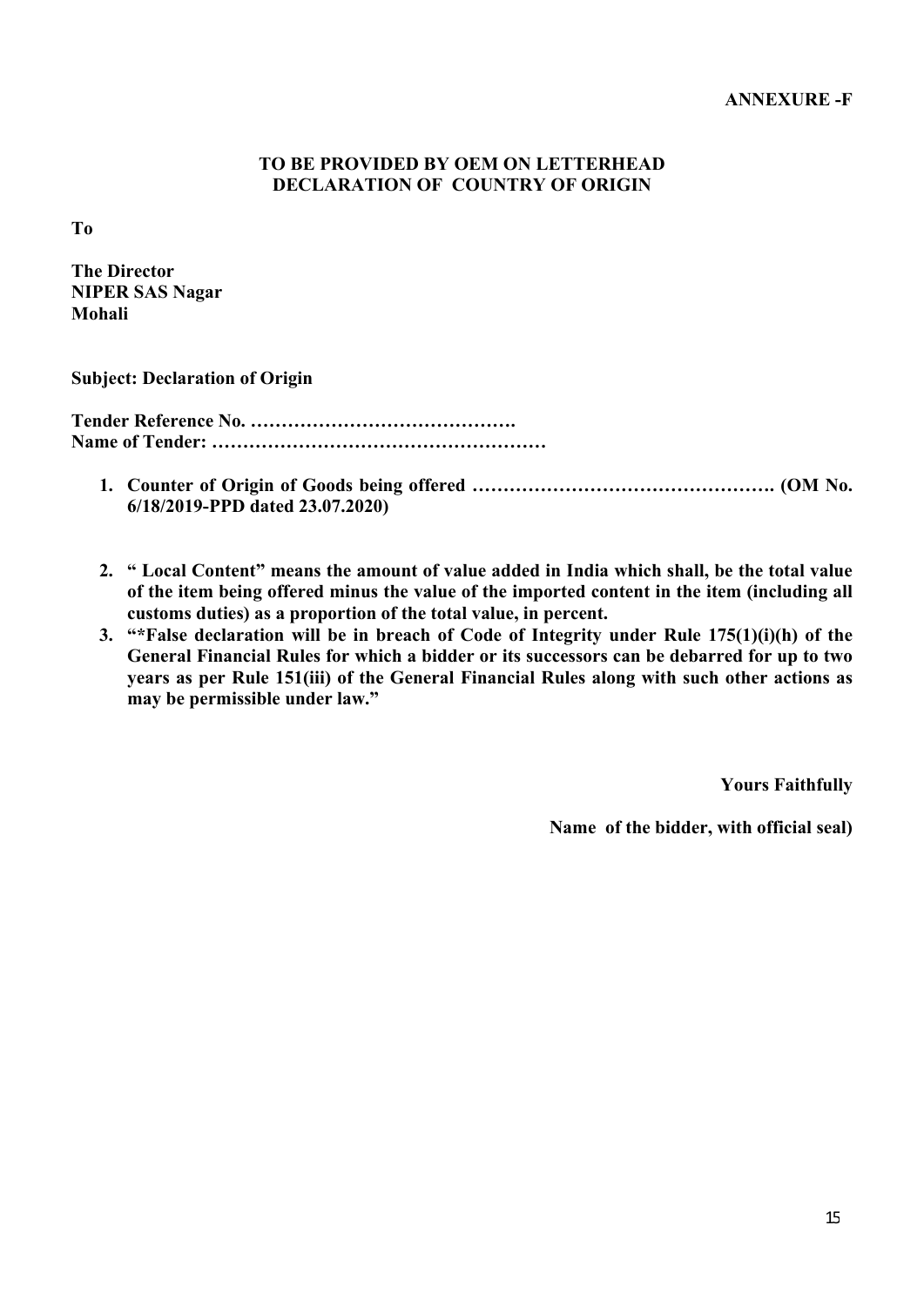**ANNEXURE -F**

**TO BE PROVIDED BY OEM ON LETTERHEAD**
**DECLARATION OF COUNTRY OF ORIGIN**

**To**

**The Director**
**NIPER SAS Nagar**
**Mohali**

**Subject: Declaration of Origin**

**Tender Reference No. …………………………………….**
**Name of Tender: ………………………………………………**

1. **Counter of Origin of Goods being offered …………………………………………. (OM No. 6/18/2019-PPD dated 23.07.2020)**

2. **" Local Content" means the amount of value added in India which shall, be the total value of the item being offered minus the value of the imported content in the item (including all customs duties) as a proportion of the total value, in percent.**
3. **"*False declaration will be in breach of Code of Integrity under Rule 175(1)(i)(h) of the General Financial Rules for which a bidder or its successors can be debarred for up to two years as per Rule 151(iii) of the General Financial Rules along with such other actions as may be permissible under law."**

**Yours Faithfully**

**Name of the bidder, with official seal)**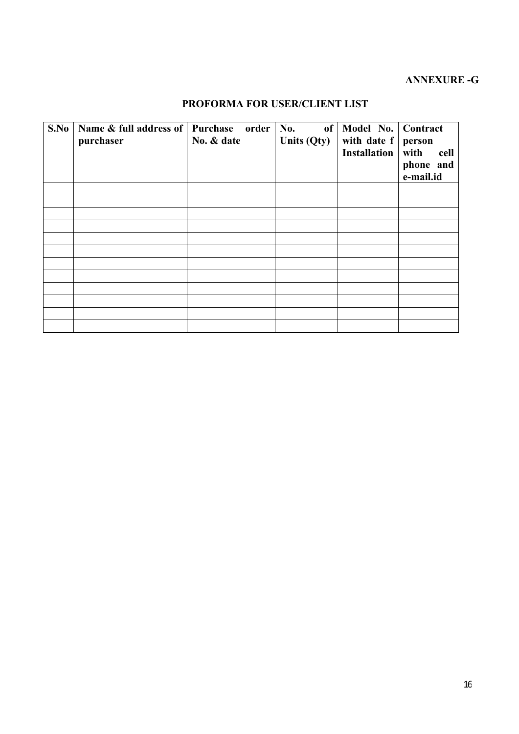**ANNEXURE -G**

## PROFORMA FOR USER/CLIENT LIST

| S.No | Name & full address of purchaser | Purchase order No. & date | No. of Units (Qty) | Model No. with date f Installation | Contract person with cell phone and e-mail.id |
|---|---|---|---|---|---|
| | | | | | |
| | | | | | |
| | | | | | |
| | | | | | |
| | | | | | |
| | | | | | |
| | | | | | |
| | | | | | |
| | | | | | |
| | | | | | |
| | | | | | |
| | | | | | |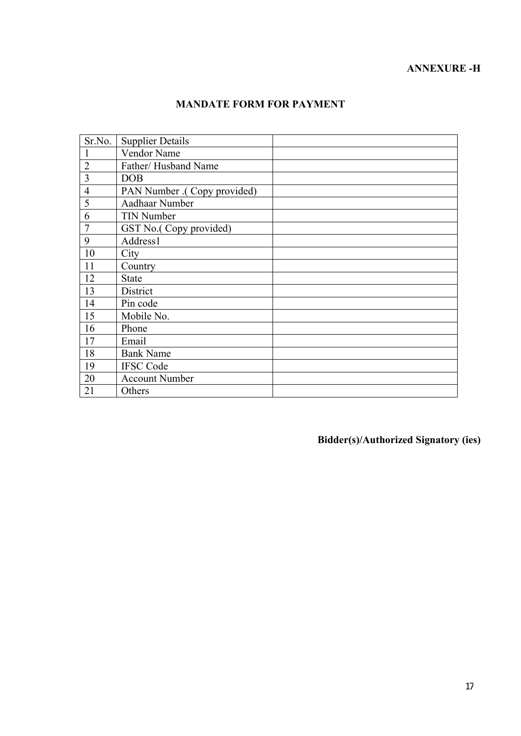**ANNEXURE -H**

## MANDATE FORM FOR PAYMENT

| Sr.No. | Supplier Details | |
|---|---|---|
| 1 | Vendor Name | |
| 2 | Father/ Husband Name | |
| 3 | DOB | |
| 4 | PAN Number .( Copy provided) | |
| 5 | Aadhaar Number | |
| 6 | TIN Number | |
| 7 | GST No.( Copy provided) | |
| 9 | Address1 | |
| 10 | City | |
| 11 | Country | |
| 12 | State | |
| 13 | District | |
| 14 | Pin code | |
| 15 | Mobile No. | |
| 16 | Phone | |
| 17 | Email | |
| 18 | Bank Name | |
| 19 | IFSC Code | |
| 20 | Account Number | |
| 21 | Others | |

**Bidder(s)/Authorized Signatory (ies)**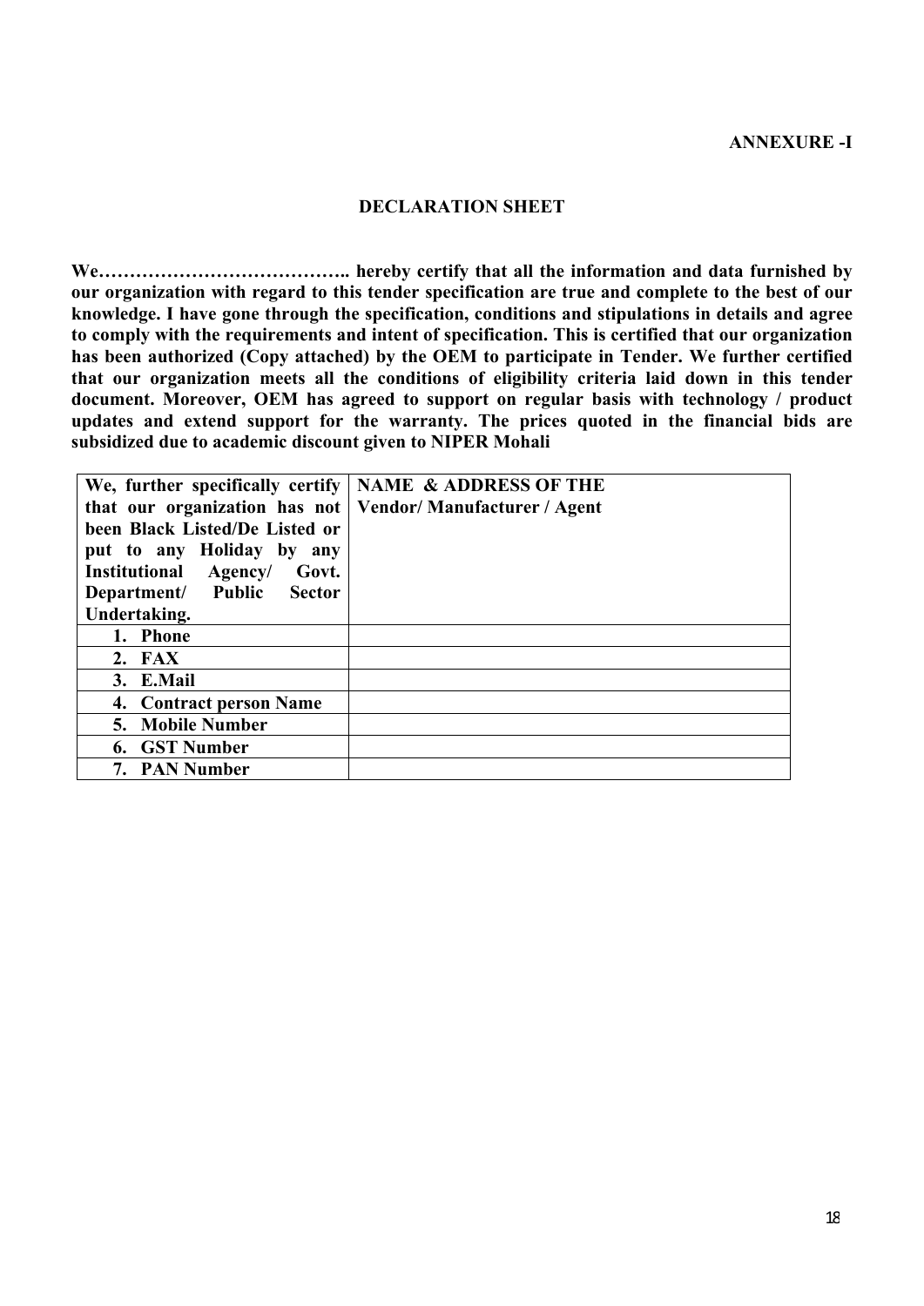**ANNEXURE -I**

## DECLARATION SHEET

**We………………………………….. hereby certify that all the information and data furnished by our organization with regard to this tender specification are true and complete to the best of our knowledge. I have gone through the specification, conditions and stipulations in details and agree to comply with the requirements and intent of specification. This is certified that our organization has been authorized (Copy attached) by the OEM to participate in Tender. We further certified that our organization meets all the conditions of eligibility criteria laid down in this tender document. Moreover, OEM has agreed to support on regular basis with technology / product updates and extend support for the warranty. The prices quoted in the financial bids are subsidized due to academic discount given to NIPER Mohali**

| | |
|---|---|
| **We, further specifically certify that our organization has not been Black Listed/De Listed or put to any Holiday by any Institutional Agency/ Govt. Department/ Public Sector Undertaking.** | **NAME & ADDRESS OF THE Vendor/ Manufacturer / Agent** |
| **1. Phone** | |
| **2. FAX** | |
| **3. E.Mail** | |
| **4. Contract person Name** | |
| **5. Mobile Number** | |
| **6. GST Number** | |
| **7. PAN Number** | |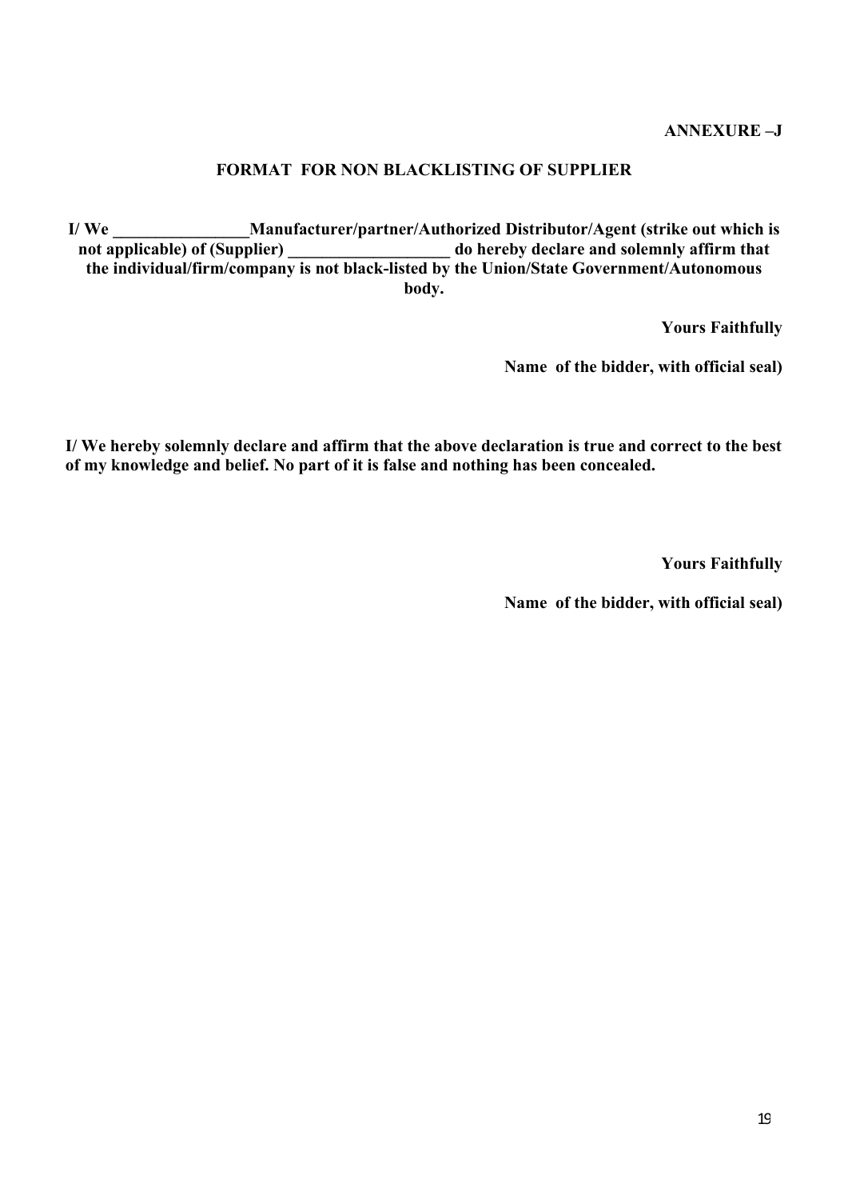**ANNEXURE –J**

## FORMAT FOR NON BLACKLISTING OF SUPPLIER

**I/ We ________________Manufacturer/partner/Authorized Distributor/Agent (strike out which is not applicable) of (Supplier) ___________________ do hereby declare and solemnly affirm that the individual/firm/company is not black-listed by the Union/State Government/Autonomous body.**

**Yours Faithfully**

**Name of the bidder, with official seal)**

**I/ We hereby solemnly declare and affirm that the above declaration is true and correct to the best of my knowledge and belief. No part of it is false and nothing has been concealed.**

**Yours Faithfully**

**Name of the bidder, with official seal)**